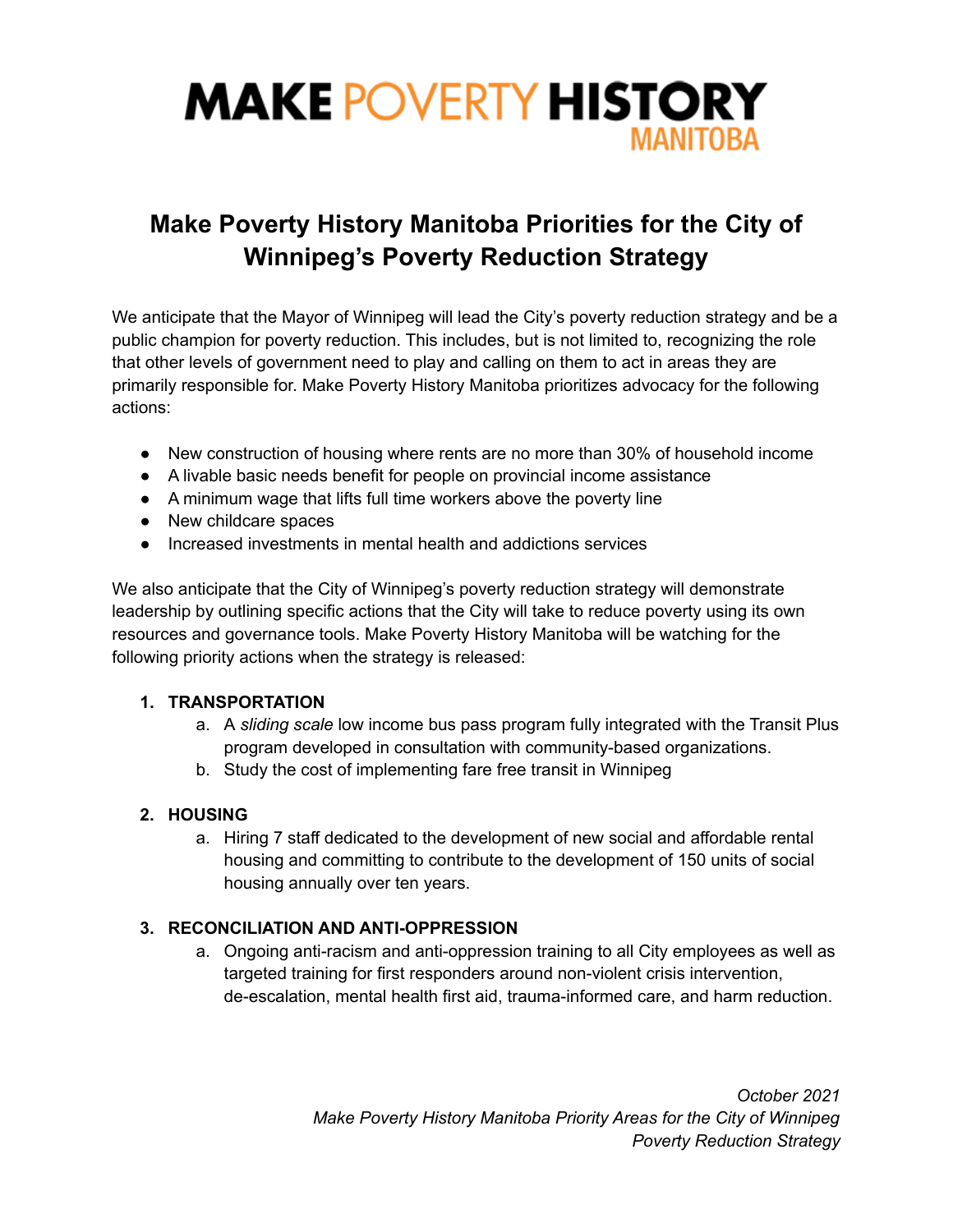MAKE POVERTY HISTORY MANITOBA

# Make Poverty History Manitoba Priorities for the City of Winnipeg's Poverty Reduction Strategy

We anticipate that the Mayor of Winnipeg will lead the City's poverty reduction strategy and be a public champion for poverty reduction. This includes, but is not limited to, recognizing the role that other levels of government need to play and calling on them to act in areas they are primarily responsible for. Make Poverty History Manitoba prioritizes advocacy for the following actions:

- New construction of housing where rents are no more than 30% of household income
- A livable basic needs benefit for people on provincial income assistance
- A minimum wage that lifts full time workers above the poverty line
- New childcare spaces
- Increased investments in mental health and addictions services

We also anticipate that the City of Winnipeg's poverty reduction strategy will demonstrate leadership by outlining specific actions that the City will take to reduce poverty using its own resources and governance tools. Make Poverty History Manitoba will be watching for the following priority actions when the strategy is released:

1. **TRANSPORTATION**
   a. A *sliding scale* low income bus pass program fully integrated with the Transit Plus program developed in consultation with community-based organizations.
   b. Study the cost of implementing fare free transit in Winnipeg

2. **HOUSING**
   a. Hiring 7 staff dedicated to the development of new social and affordable rental housing and committing to contribute to the development of 150 units of social housing annually over ten years.

3. **RECONCILIATION AND ANTI-OPPRESSION**
   a. Ongoing anti-racism and anti-oppression training to all City employees as well as targeted training for first responders around non-violent crisis intervention, de-escalation, mental health first aid, trauma-informed care, and harm reduction.

*October 2021*
*Make Poverty History Manitoba Priority Areas for the City of Winnipeg Poverty Reduction Strategy*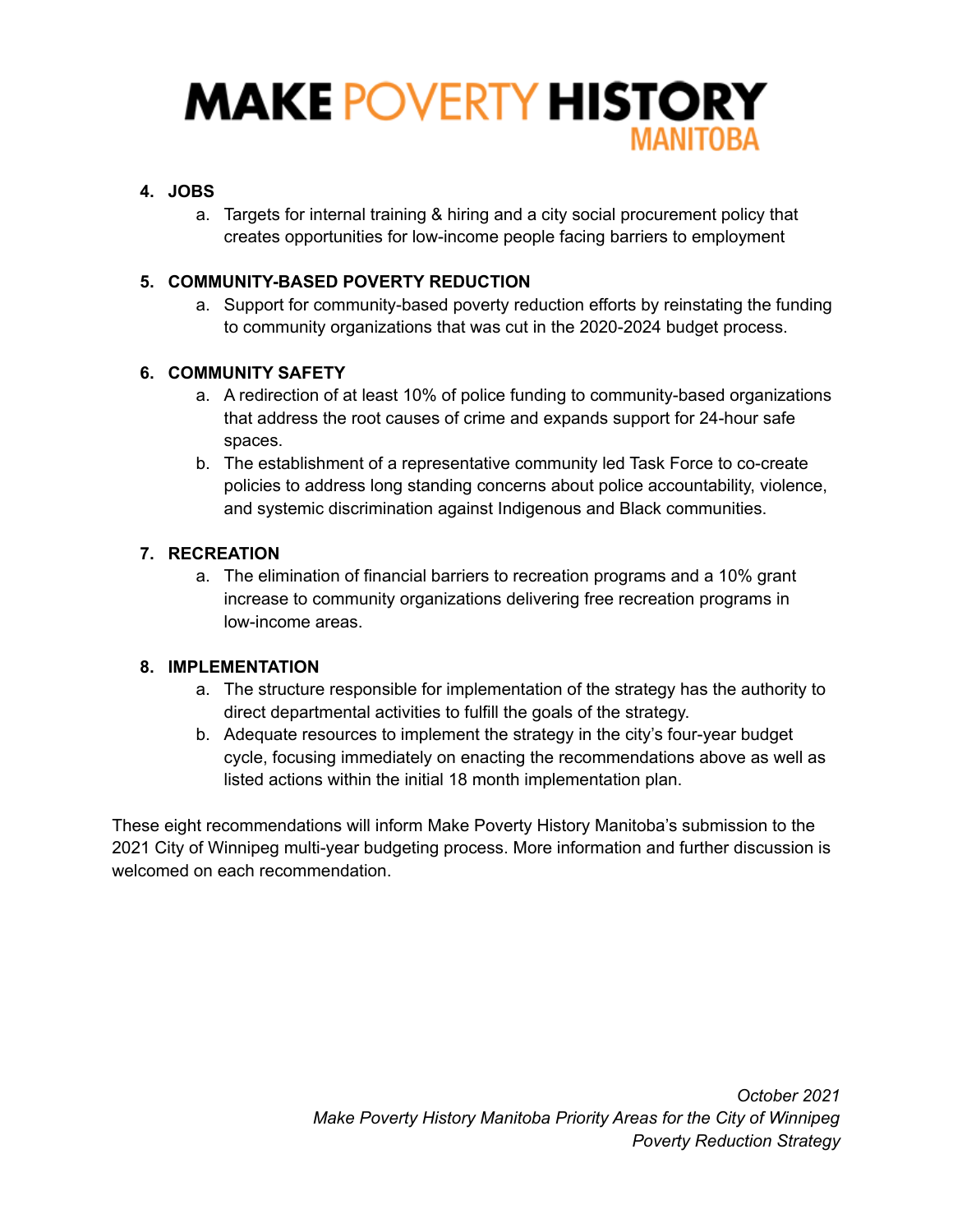# MAKE POVERTY HISTORY MANITOBA

4. **JOBS**
   a. Targets for internal training & hiring and a city social procurement policy that creates opportunities for low-income people facing barriers to employment

5. **COMMUNITY-BASED POVERTY REDUCTION**
   a. Support for community-based poverty reduction efforts by reinstating the funding to community organizations that was cut in the 2020-2024 budget process.

6. **COMMUNITY SAFETY**
   a. A redirection of at least 10% of police funding to community-based organizations that address the root causes of crime and expands support for 24-hour safe spaces.
   b. The establishment of a representative community led Task Force to co-create policies to address long standing concerns about police accountability, violence, and systemic discrimination against Indigenous and Black communities.

7. **RECREATION**
   a. The elimination of financial barriers to recreation programs and a 10% grant increase to community organizations delivering free recreation programs in low-income areas.

8. **IMPLEMENTATION**
   a. The structure responsible for implementation of the strategy has the authority to direct departmental activities to fulfill the goals of the strategy.
   b. Adequate resources to implement the strategy in the city's four-year budget cycle, focusing immediately on enacting the recommendations above as well as listed actions within the initial 18 month implementation plan.

These eight recommendations will inform Make Poverty History Manitoba's submission to the 2021 City of Winnipeg multi-year budgeting process. More information and further discussion is welcomed on each recommendation.

*October 2021*
*Make Poverty History Manitoba Priority Areas for the City of Winnipeg Poverty Reduction Strategy*